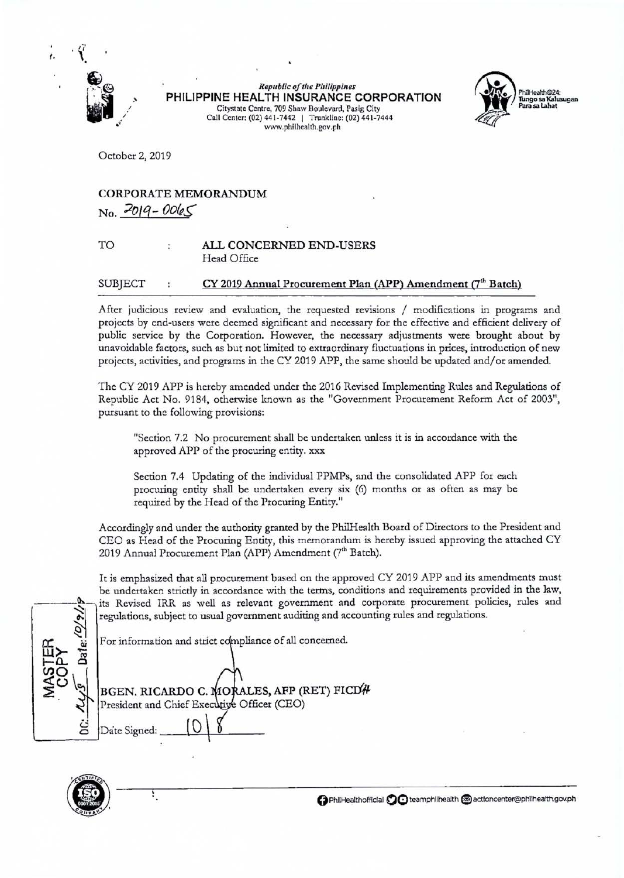*Republic of the Philippines*
**PHILIPPINE HEALTH INSURANCE CORPORATION**
Citystate Centre, 709 Shaw Boulevard, Pasig City
Call Center: (02) 441-7442 | Trunkline: (02) 441-7444
www.philhealth.gov.ph

PhilHealth@24: Tungo sa Kalusugan Para sa Lahat

October 2, 2019

**CORPORATE MEMORANDUM**
No. 2019-0065

TO : **ALL CONCERNED END-USERS**
Head Office

SUBJECT : **CY 2019 Annual Procurement Plan (APP) Amendment (7th Batch)**

After judicious review and evaluation, the requested revisions / modifications in programs and projects by end-users were deemed significant and necessary for the effective and efficient delivery of public service by the Corporation. However, the necessary adjustments were brought about by unavoidable factors, such as but not limited to extraordinary fluctuations in prices, introduction of new projects, activities, and programs in the CY 2019 APP, the same should be updated and/or amended.

The CY 2019 APP is hereby amended under the 2016 Revised Implementing Rules and Regulations of Republic Act No. 9184, otherwise known as the "Government Procurement Reform Act of 2003", pursuant to the following provisions:

> "Section 7.2 No procurement shall be undertaken unless it is in accordance with the approved APP of the procuring entity. xxx
>
> Section 7.4 Updating of the individual PPMPs, and the consolidated APP for each procuring entity shall be undertaken every six (6) months or as often as may be required by the Head of the Procuring Entity."

Accordingly and under the authority granted by the PhilHealth Board of Directors to the President and CEO as Head of the Procuring Entity, this memorandum is hereby issued approving the attached CY 2019 Annual Procurement Plan (APP) Amendment (7th Batch).

It is emphasized that all procurement based on the approved CY 2019 APP and its amendments must be undertaken strictly in accordance with the terms, conditions and requirements provided in the law, its Revised IRR as well as relevant government and corporate procurement policies, rules and regulations, subject to usual government auditing and accounting rules and regulations.

For information and strict compliance of all concerned.

**BGEN. RICARDO C. MORALES, AFP (RET) FICD**
President and Chief Executive Officer (CEO)

Date Signed: 10/8

MASTER COPY
DC: Date: 10/9/19

PhilHealthofficial | teamphilhealth | actioncenter@philhealth.gov.ph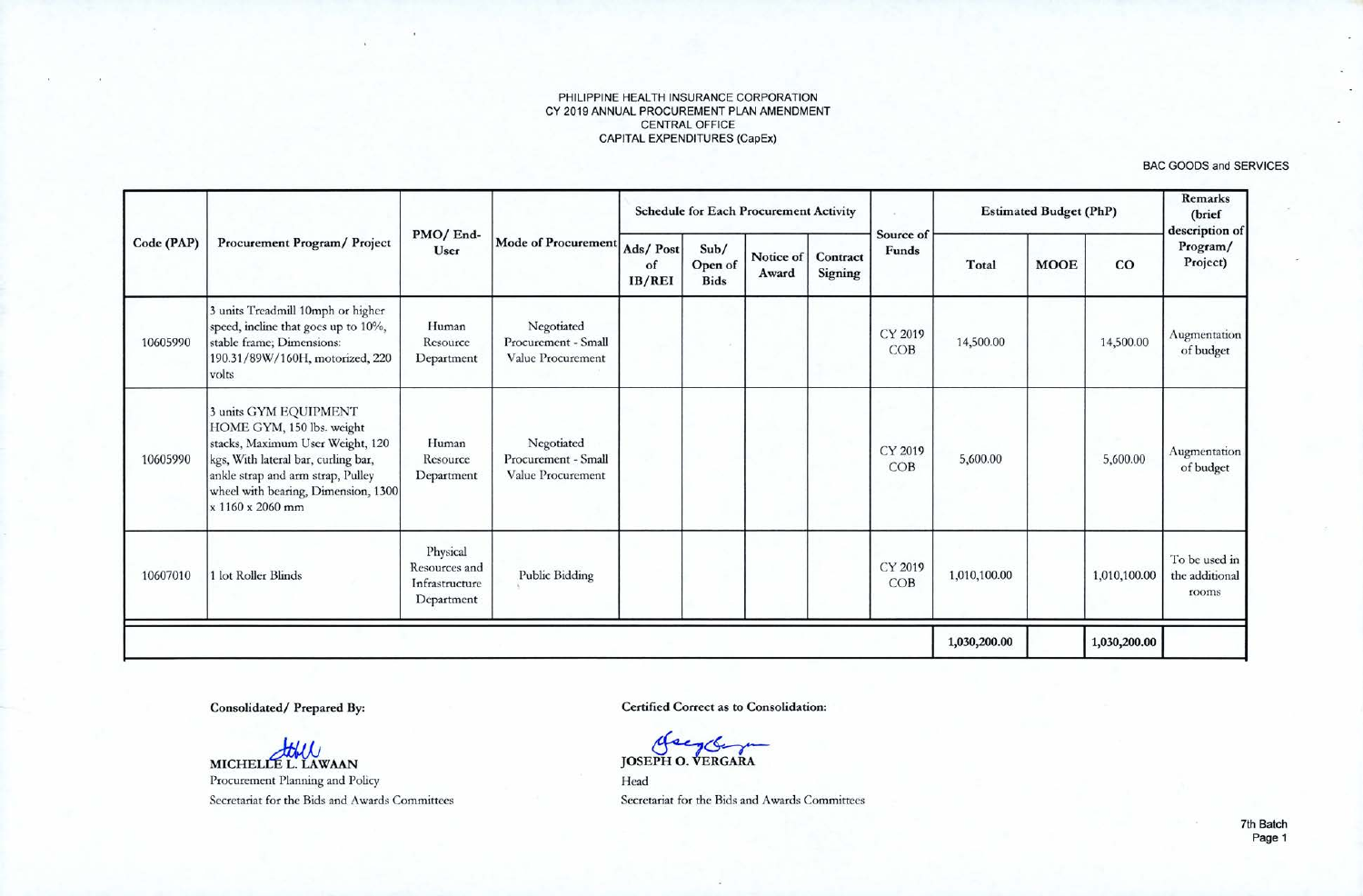PHILIPPINE HEALTH INSURANCE CORPORATION
CY 2019 ANNUAL PROCUREMENT PLAN AMENDMENT
CENTRAL OFFICE
CAPITAL EXPENDITURES (CapEx)

BAC GOODS and SERVICES

| Code (PAP) | Procurement Program/ Project | PMO/ End-User | Mode of Procurement | Schedule for Each Procurement Activity | | | | Source of Funds | Estimated Budget (PhP) | | | Remarks (brief description of Program/ Project) |
|---|---|---|---|---|---|---|---|---|---|---|---|---|
| | | | | Ads/ Post of IB/REI | Sub/ Open of Bids | Notice of Award | Contract Signing | | Total | MOOE | CO | |
| 10605990 | 3 units Treadmill 10mph or higher speed, incline that goes up to 10%, stable frame; Dimensions: 190.31/89W/160H, motorized, 220 volts | Human Resource Department | Negotiated Procurement - Small Value Procurement | | | | | CY 2019 COB | 14,500.00 | | 14,500.00 | Augmentation of budget |
| 10605990 | 3 units GYM EQUIPMENT HOME GYM, 150 lbs. weight stacks, Maximum User Weight, 120 kgs, With lateral bar, curling bar, ankle strap and arm strap, Pulley wheel with bearing, Dimension, 1300 x 1160 x 2060 mm | Human Resource Department | Negotiated Procurement - Small Value Procurement | | | | | CY 2019 COB | 5,600.00 | | 5,600.00 | Augmentation of budget |
| 10607010 | 1 lot Roller Blinds | Physical Resources and Infrastructure Department | Public Bidding | | | | | CY 2019 COB | 1,010,100.00 | | 1,010,100.00 | To be used in the additional rooms |
| | | | | | | | | | **1,030,200.00** | | **1,030,200.00** | |

**Consolidated/ Prepared By:**

**MICHELLE L. LAWAAN**
Procurement Planning and Policy
Secretariat for the Bids and Awards Committees

**Certified Correct as to Consolidation:**

**JOSEPH O. VERGARA**
Head
Secretariat for the Bids and Awards Committees

7th Batch